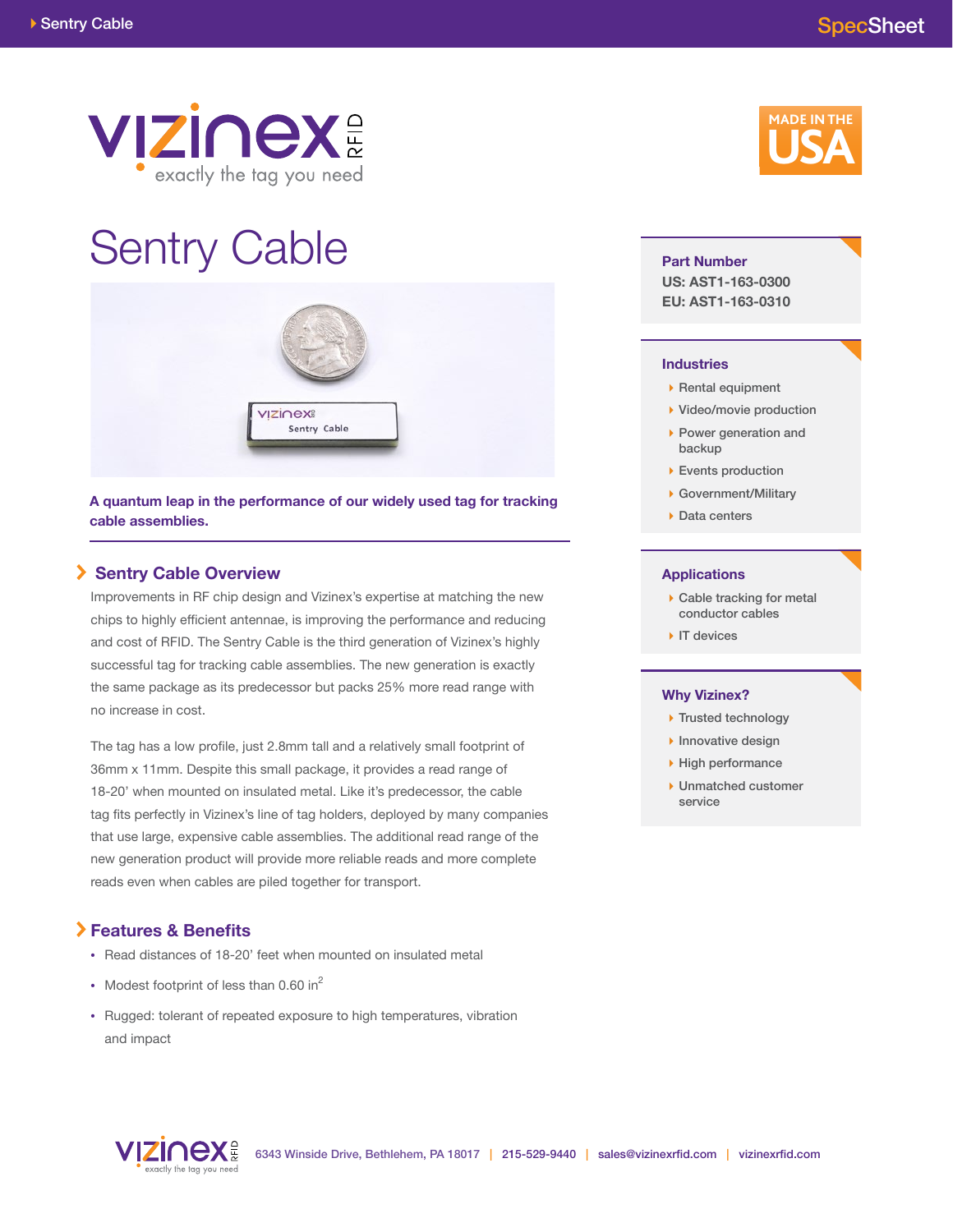# Sentry Cable

**A quantum leap in the performance of our widely used tag for tracking cable assemblies.**

## Sentry Cable Overview

Improvements in RF chip design and Vizinex's expertise at matching the new chips to highly efficient antennae, is improving the performance and reducing and cost of RFID. The Sentry Cable is the third generation of Vizinex's highly successful tag for tracking cable assemblies. The new generation is exactly the same package as its predecessor but packs 25% more read range with no increase in cost.

The tag has a low profile, just 2.8mm tall and a relatively small footprint of 36mm x 11mm. Despite this small package, it provides a read range of 18-20' when mounted on insulated metal. Like it's predecessor, the cable tag fits perfectly in Vizinex's line of tag holders, deployed by many companies that use large, expensive cable assemblies. The additional read range of the new generation product will provide more reliable reads and more complete reads even when cables are piled together for transport.

## Features & Benefits

- Read distances of 18-20' feet when mounted on insulated metal
- Modest footprint of less than 0.60 $in^2$
- Rugged: tolerant of repeated exposure to high temperatures, vibration and impact

### Part Number

**US: AST1-163-0300**
**EU: AST1-163-0310**

### Industries

- Rental equipment
- Video/movie production
- Power generation and backup
- Events production
- Government/Military
- Data centers

### Applications

- Cable tracking for metal conductor cables
- IT devices

### Why Vizinex?

- Trusted technology
- Innovative design
- High performance
- Unmatched customer service

6343 Winside Drive, Bethlehem, PA 18017 | 215-529-9440 | sales@vizinexrfid.com | vizinexrfid.com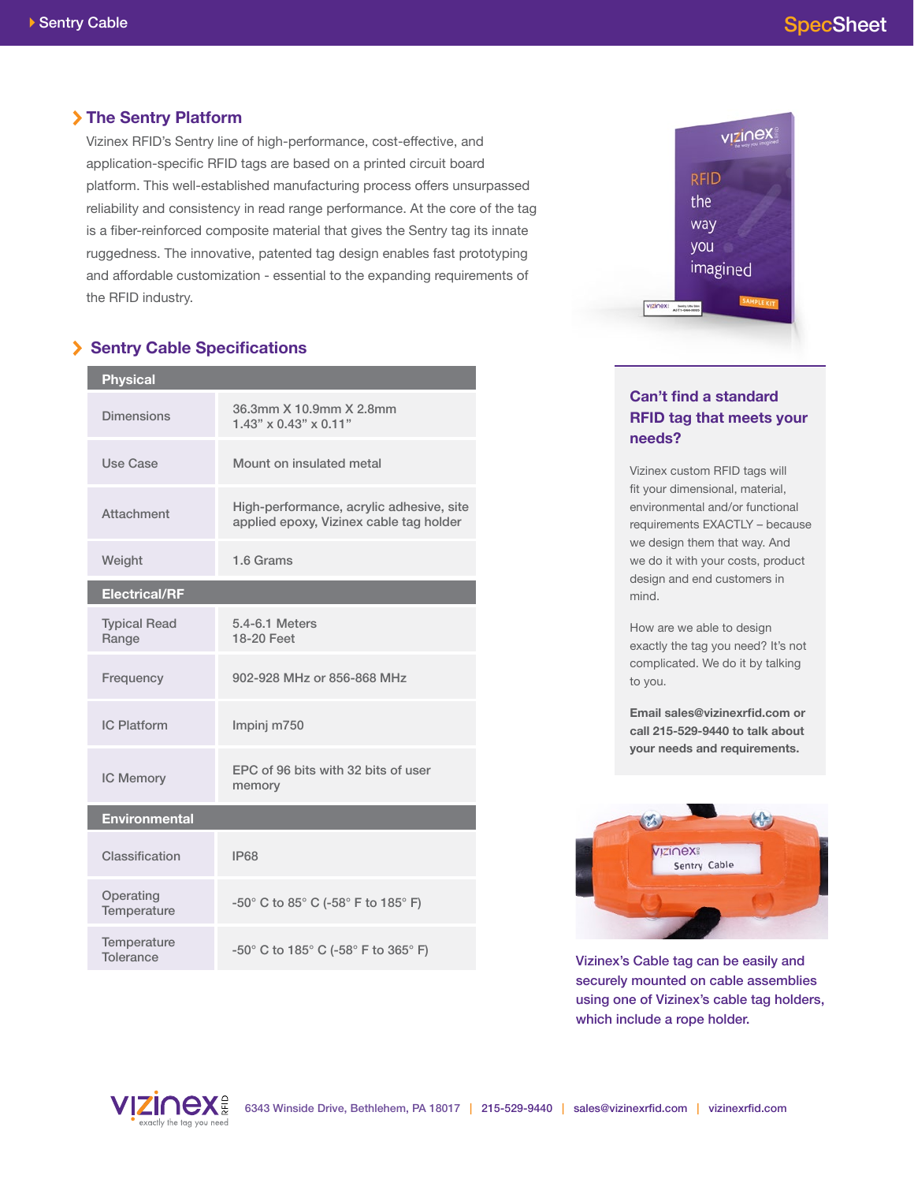## The Sentry Platform

Vizinex RFID's Sentry line of high-performance, cost-effective, and application-specific RFID tags are based on a printed circuit board platform. This well-established manufacturing process offers unsurpassed reliability and consistency in read range performance. At the core of the tag is a fiber-reinforced composite material that gives the Sentry tag its innate ruggedness. The innovative, patented tag design enables fast prototyping and affordable customization - essential to the expanding requirements of the RFID industry.

## Sentry Cable Specifications

| | |
|---|---|
| **Physical** | |
| Dimensions | 36.3mm X 10.9mm X 2.8mm<br>1.43" x 0.43" x 0.11" |
| Use Case | Mount on insulated metal |
| Attachment | High-performance, acrylic adhesive, site applied epoxy, Vizinex cable tag holder |
| Weight | 1.6 Grams |
| **Electrical/RF** | |
| Typical Read Range | 5.4-6.1 Meters<br>18-20 Feet |
| Frequency | 902-928 MHz or 856-868 MHz |
| IC Platform | Impinj m750 |
| IC Memory | EPC of 96 bits with 32 bits of user memory |
| **Environmental** | |
| Classification | IP68 |
| Operating Temperature | -50° C to 85° C (-58° F to 185° F) |
| Temperature Tolerance | -50° C to 185° C (-58° F to 365° F) |

### Can't find a standard RFID tag that meets your needs?

Vizinex custom RFID tags will fit your dimensional, material, environmental and/or functional requirements EXACTLY – because we design them that way. And we do it with your costs, product design and end customers in mind.

How are we able to design exactly the tag you need? It's not complicated. We do it by talking to you.

**Email sales@vizinexrfid.com or call 215-529-9440 to talk about your needs and requirements.**

Vizinex's Cable tag can be easily and securely mounted on cable assemblies using one of Vizinex's cable tag holders, which include a rope holder.

6343 Winside Drive, Bethlehem, PA 18017 | 215-529-9440 | sales@vizinexrfid.com | vizinexrfid.com